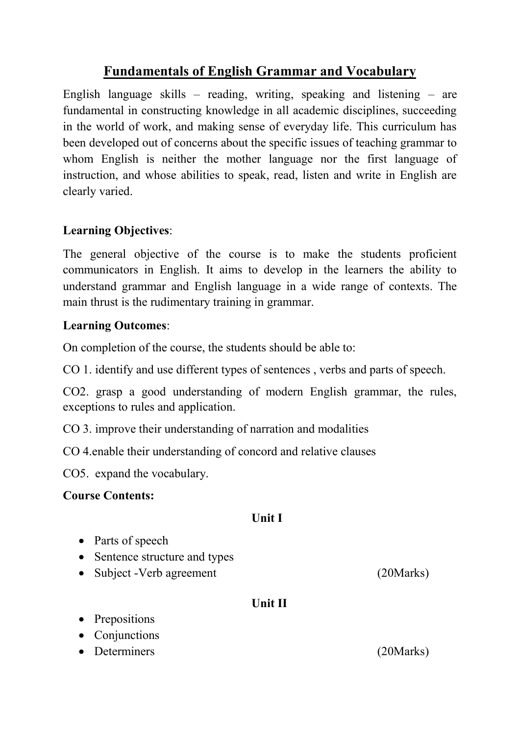# Fundamentals of English Grammar and Vocabulary

English language skills – reading, writing, speaking and listening – are fundamental in constructing knowledge in all academic disciplines, succeeding in the world of work, and making sense of everyday life. This curriculum has been developed out of concerns about the specific issues of teaching grammar to whom English is neither the mother language nor the first language of instruction, and whose abilities to speak, read, listen and write in English are clearly varied.

**Learning Objectives**:

The general objective of the course is to make the students proficient communicators in English. It aims to develop in the learners the ability to understand grammar and English language in a wide range of contexts. The main thrust is the rudimentary training in grammar.

**Learning Outcomes**:

On completion of the course, the students should be able to:

CO 1. identify and use different types of sentences , verbs and parts of speech.

CO2. grasp a good understanding of modern English grammar, the rules, exceptions to rules and application.

CO 3. improve their understanding of narration and modalities

CO 4.enable their understanding of concord and relative clauses

CO5. expand the vocabulary.

**Course Contents:**

**Unit I**

- Parts of speech
- Sentence structure and types
- Subject -Verb agreement (20Marks)

**Unit II**

- Prepositions
- Conjunctions
- Determiners (20Marks)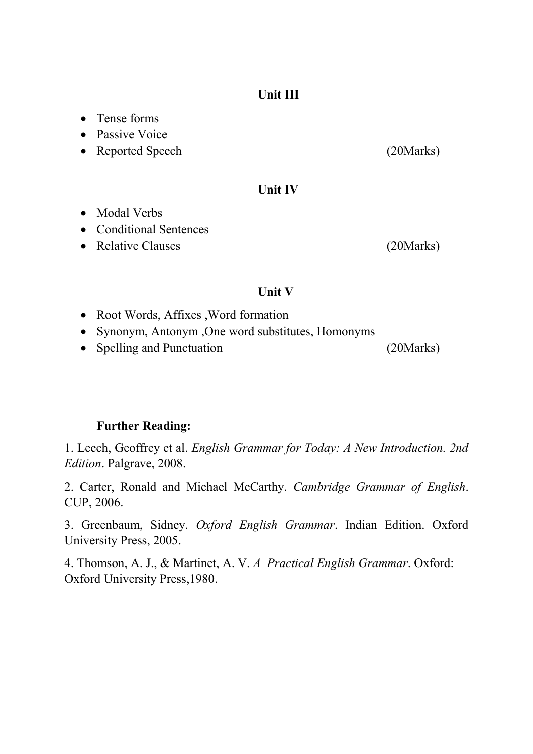### Unit III

- Tense forms
- Passive Voice
- Reported Speech (20Marks)

### Unit IV

- Modal Verbs
- Conditional Sentences
- Relative Clauses (20Marks)

### Unit V

- Root Words, Affixes ,Word formation
- Synonym, Antonym ,One word substitutes, Homonyms
- Spelling and Punctuation (20Marks)

**Further Reading:**

1. Leech, Geoffrey et al. *English Grammar for Today: A New Introduction. 2nd Edition*. Palgrave, 2008.

2. Carter, Ronald and Michael McCarthy. *Cambridge Grammar of English*. CUP, 2006.

3. Greenbaum, Sidney. *Oxford English Grammar*. Indian Edition. Oxford University Press, 2005.

4. Thomson, A. J., & Martinet, A. V. *A Practical English Grammar*. Oxford: Oxford University Press,1980.